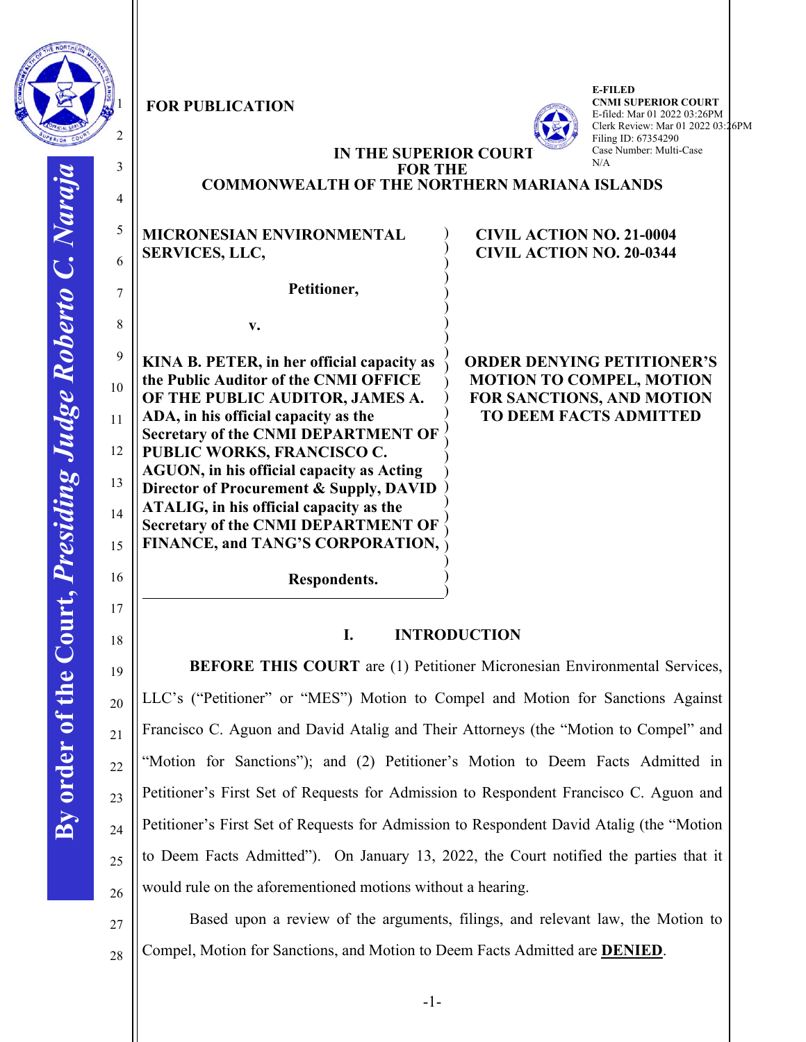**FOR PUBLICATION**

E-FILED
CNMI SUPERIOR COURT
E-filed: Mar 01 2022 03:26PM
Clerk Review: Mar 01 2022 03:26PM
Filing ID: 67354290
Case Number: Multi-Case
N/A

**IN THE SUPERIOR COURT**
**FOR THE**
**COMMONWEALTH OF THE NORTHERN MARIANA ISLANDS**

| | |
|---|---|
| **MICRONESIAN ENVIRONMENTAL SERVICES, LLC,**<br><br>**Petitioner,**<br><br>**v.**<br><br>**KINA B. PETER, in her official capacity as the Public Auditor of the CNMI OFFICE OF THE PUBLIC AUDITOR, JAMES A. ADA, in his official capacity as the Secretary of the CNMI DEPARTMENT OF PUBLIC WORKS, FRANCISCO C. AGUON, in his official capacity as Acting Director of Procurement & Supply, DAVID ATALIG, in his official capacity as the Secretary of the CNMI DEPARTMENT OF FINANCE, and TANG'S CORPORATION,**<br><br>**Respondents.** | **CIVIL ACTION NO. 21-0004**<br>**CIVIL ACTION NO. 20-0344**<br><br>**ORDER DENYING PETITIONER'S MOTION TO COMPEL, MOTION FOR SANCTIONS, AND MOTION TO DEEM FACTS ADMITTED** |

## I. INTRODUCTION

**BEFORE THIS COURT** are (1) Petitioner Micronesian Environmental Services, LLC's ("Petitioner" or "MES") Motion to Compel and Motion for Sanctions Against Francisco C. Aguon and David Atalig and Their Attorneys (the "Motion to Compel" and "Motion for Sanctions"); and (2) Petitioner's Motion to Deem Facts Admitted in Petitioner's First Set of Requests for Admission to Respondent Francisco C. Aguon and Petitioner's First Set of Requests for Admission to Respondent David Atalig (the "Motion to Deem Facts Admitted"). On January 13, 2022, the Court notified the parties that it would rule on the aforementioned motions without a hearing.

Based upon a review of the arguments, filings, and relevant law, the Motion to Compel, Motion for Sanctions, and Motion to Deem Facts Admitted are **DENIED**.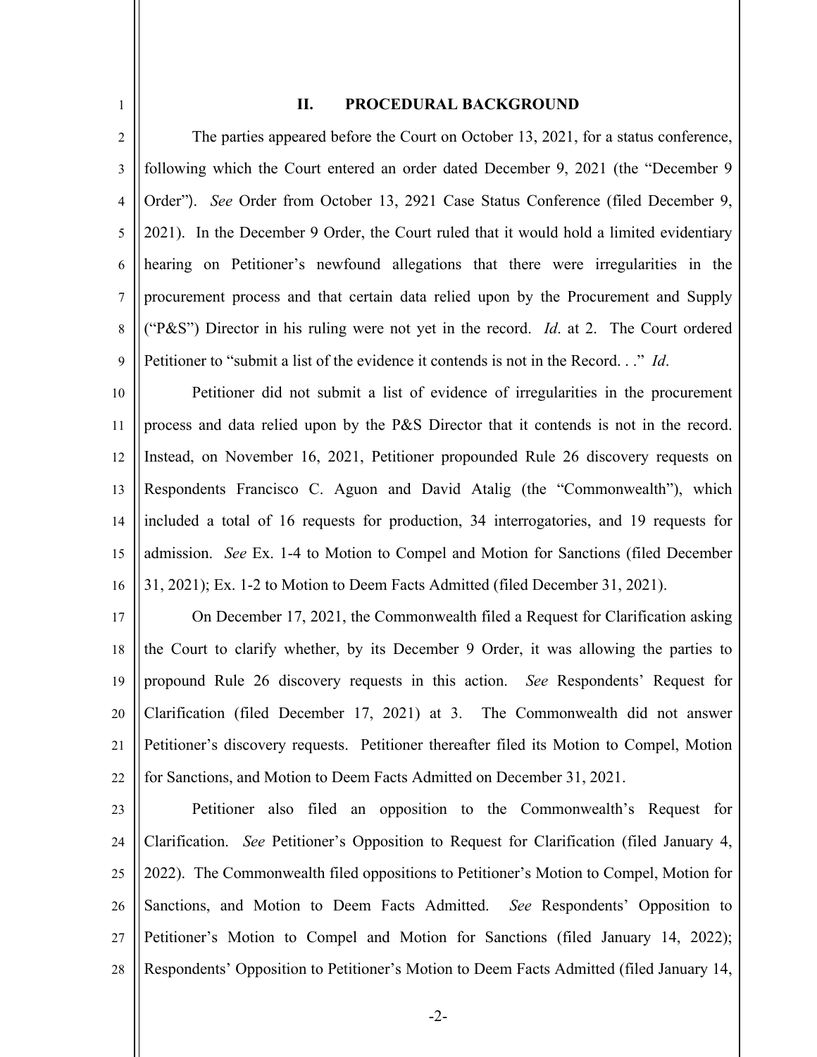## II. PROCEDURAL BACKGROUND

The parties appeared before the Court on October 13, 2021, for a status conference, following which the Court entered an order dated December 9, 2021 (the "December 9 Order"). *See* Order from October 13, 2921 Case Status Conference (filed December 9, 2021). In the December 9 Order, the Court ruled that it would hold a limited evidentiary hearing on Petitioner's newfound allegations that there were irregularities in the procurement process and that certain data relied upon by the Procurement and Supply ("P&S") Director in his ruling were not yet in the record. *Id*. at 2. The Court ordered Petitioner to "submit a list of the evidence it contends is not in the Record. . ." *Id*.

Petitioner did not submit a list of evidence of irregularities in the procurement process and data relied upon by the P&S Director that it contends is not in the record. Instead, on November 16, 2021, Petitioner propounded Rule 26 discovery requests on Respondents Francisco C. Aguon and David Atalig (the "Commonwealth"), which included a total of 16 requests for production, 34 interrogatories, and 19 requests for admission. *See* Ex. 1-4 to Motion to Compel and Motion for Sanctions (filed December 31, 2021); Ex. 1-2 to Motion to Deem Facts Admitted (filed December 31, 2021).

On December 17, 2021, the Commonwealth filed a Request for Clarification asking the Court to clarify whether, by its December 9 Order, it was allowing the parties to propound Rule 26 discovery requests in this action. *See* Respondents' Request for Clarification (filed December 17, 2021) at 3. The Commonwealth did not answer Petitioner's discovery requests. Petitioner thereafter filed its Motion to Compel, Motion for Sanctions, and Motion to Deem Facts Admitted on December 31, 2021.

Petitioner also filed an opposition to the Commonwealth's Request for Clarification. *See* Petitioner's Opposition to Request for Clarification (filed January 4, 2022). The Commonwealth filed oppositions to Petitioner's Motion to Compel, Motion for Sanctions, and Motion to Deem Facts Admitted. *See* Respondents' Opposition to Petitioner's Motion to Compel and Motion for Sanctions (filed January 14, 2022); Respondents' Opposition to Petitioner's Motion to Deem Facts Admitted (filed January 14,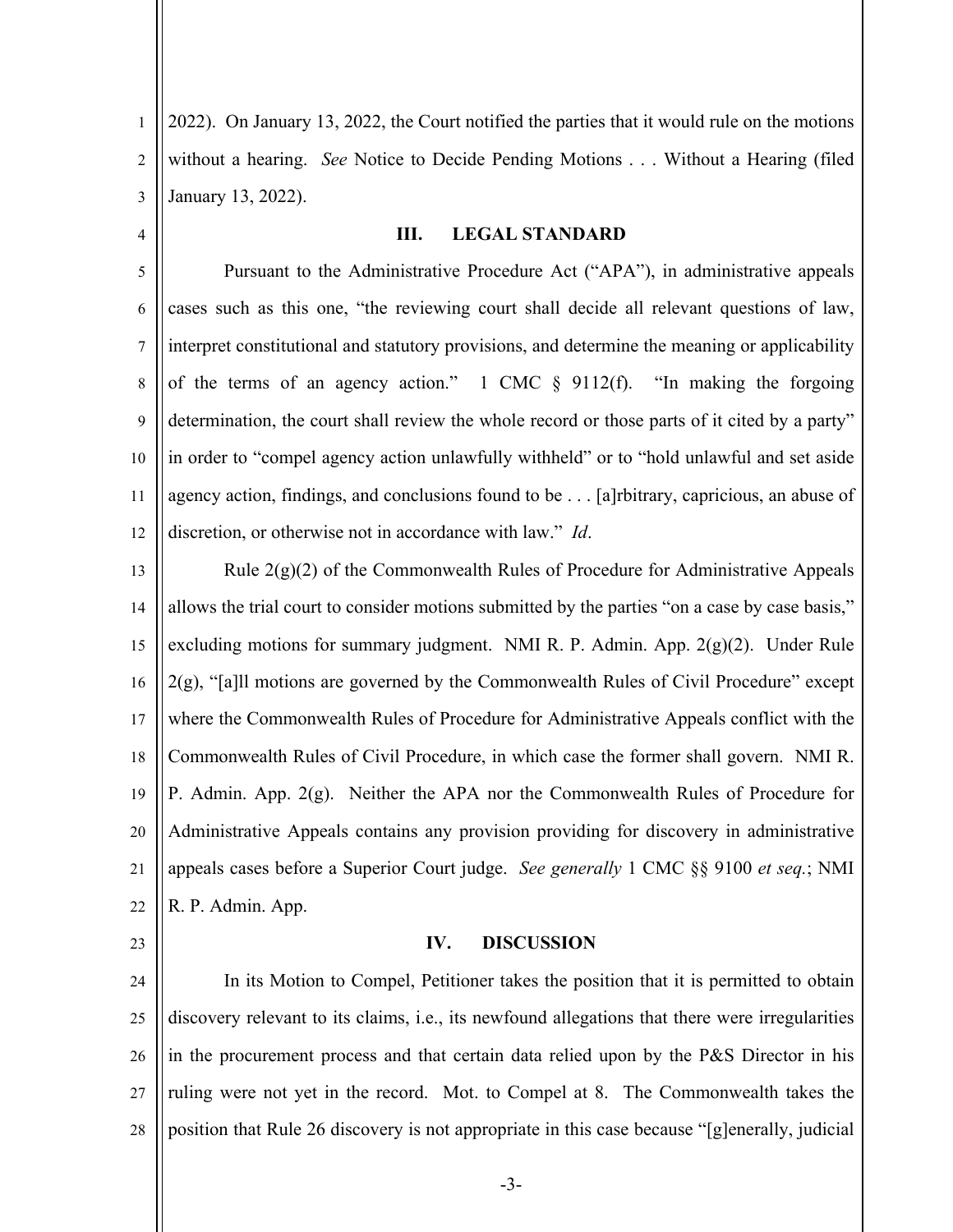2022). On January 13, 2022, the Court notified the parties that it would rule on the motions without a hearing. *See* Notice to Decide Pending Motions . . . Without a Hearing (filed January 13, 2022).

## III. LEGAL STANDARD

Pursuant to the Administrative Procedure Act ("APA"), in administrative appeals cases such as this one, "the reviewing court shall decide all relevant questions of law, interpret constitutional and statutory provisions, and determine the meaning or applicability of the terms of an agency action." 1 CMC § 9112(f). "In making the forgoing determination, the court shall review the whole record or those parts of it cited by a party" in order to "compel agency action unlawfully withheld" or to "hold unlawful and set aside agency action, findings, and conclusions found to be . . . [a]rbitrary, capricious, an abuse of discretion, or otherwise not in accordance with law." *Id*.

Rule 2(g)(2) of the Commonwealth Rules of Procedure for Administrative Appeals allows the trial court to consider motions submitted by the parties "on a case by case basis," excluding motions for summary judgment. NMI R. P. Admin. App. 2(g)(2). Under Rule 2(g), "[a]ll motions are governed by the Commonwealth Rules of Civil Procedure" except where the Commonwealth Rules of Procedure for Administrative Appeals conflict with the Commonwealth Rules of Civil Procedure, in which case the former shall govern. NMI R. P. Admin. App. 2(g). Neither the APA nor the Commonwealth Rules of Procedure for Administrative Appeals contains any provision providing for discovery in administrative appeals cases before a Superior Court judge. *See generally* 1 CMC §§ 9100 *et seq.*; NMI R. P. Admin. App.

## IV. DISCUSSION

In its Motion to Compel, Petitioner takes the position that it is permitted to obtain discovery relevant to its claims, i.e., its newfound allegations that there were irregularities in the procurement process and that certain data relied upon by the P&S Director in his ruling were not yet in the record. Mot. to Compel at 8. The Commonwealth takes the position that Rule 26 discovery is not appropriate in this case because "[g]enerally, judicial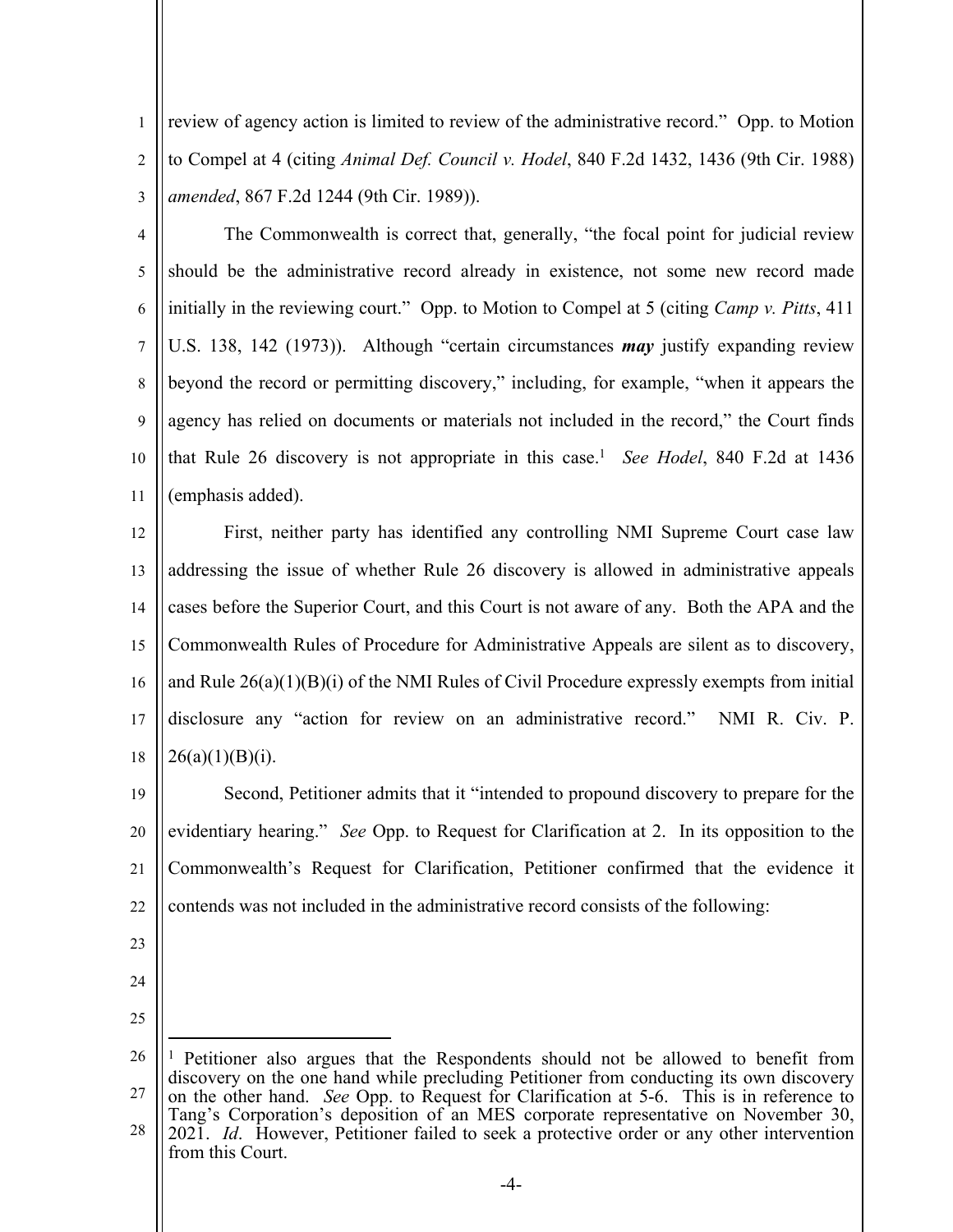review of agency action is limited to review of the administrative record." Opp. to Motion to Compel at 4 (citing *Animal Def. Council v. Hodel*, 840 F.2d 1432, 1436 (9th Cir. 1988) *amended*, 867 F.2d 1244 (9th Cir. 1989)).

The Commonwealth is correct that, generally, "the focal point for judicial review should be the administrative record already in existence, not some new record made initially in the reviewing court." Opp. to Motion to Compel at 5 (citing *Camp v. Pitts*, 411 U.S. 138, 142 (1973)). Although "certain circumstances ***may*** justify expanding review beyond the record or permitting discovery," including, for example, "when it appears the agency has relied on documents or materials not included in the record," the Court finds that Rule 26 discovery is not appropriate in this case.[1] *See Hodel*, 840 F.2d at 1436 (emphasis added).

First, neither party has identified any controlling NMI Supreme Court case law addressing the issue of whether Rule 26 discovery is allowed in administrative appeals cases before the Superior Court, and this Court is not aware of any. Both the APA and the Commonwealth Rules of Procedure for Administrative Appeals are silent as to discovery, and Rule 26(a)(1)(B)(i) of the NMI Rules of Civil Procedure expressly exempts from initial disclosure any "action for review on an administrative record." NMI R. Civ. P. 26(a)(1)(B)(i).

Second, Petitioner admits that it "intended to propound discovery to prepare for the evidentiary hearing." *See* Opp. to Request for Clarification at 2. In its opposition to the Commonwealth's Request for Clarification, Petitioner confirmed that the evidence it contends was not included in the administrative record consists of the following:

---

[1] Petitioner also argues that the Respondents should not be allowed to benefit from discovery on the one hand while precluding Petitioner from conducting its own discovery on the other hand. *See* Opp. to Request for Clarification at 5-6. This is in reference to Tang's Corporation's deposition of an MES corporate representative on November 30, 2021. *Id*. However, Petitioner failed to seek a protective order or any other intervention from this Court.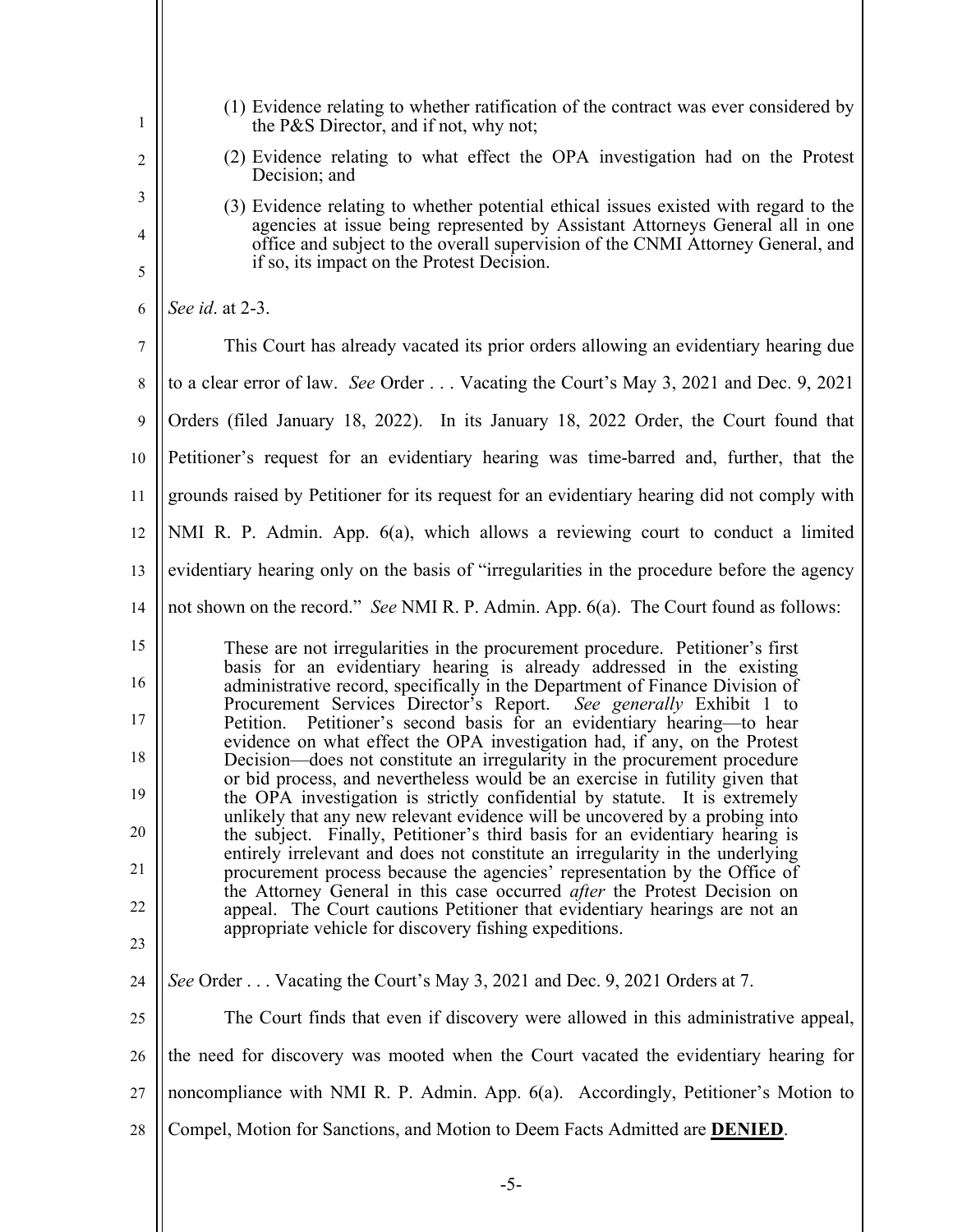(1) Evidence relating to whether ratification of the contract was ever considered by the P&S Director, and if not, why not;

(2) Evidence relating to what effect the OPA investigation had on the Protest Decision; and

(3) Evidence relating to whether potential ethical issues existed with regard to the agencies at issue being represented by Assistant Attorneys General all in one office and subject to the overall supervision of the CNMI Attorney General, and if so, its impact on the Protest Decision.

*See id*. at 2-3.

This Court has already vacated its prior orders allowing an evidentiary hearing due to a clear error of law. *See* Order . . . Vacating the Court's May 3, 2021 and Dec. 9, 2021 Orders (filed January 18, 2022). In its January 18, 2022 Order, the Court found that Petitioner's request for an evidentiary hearing was time-barred and, further, that the grounds raised by Petitioner for its request for an evidentiary hearing did not comply with NMI R. P. Admin. App. 6(a), which allows a reviewing court to conduct a limited evidentiary hearing only on the basis of "irregularities in the procedure before the agency not shown on the record." *See* NMI R. P. Admin. App. 6(a). The Court found as follows:

> These are not irregularities in the procurement procedure. Petitioner's first basis for an evidentiary hearing is already addressed in the existing administrative record, specifically in the Department of Finance Division of Procurement Services Director's Report. *See generally* Exhibit 1 to Petition. Petitioner's second basis for an evidentiary hearing—to hear evidence on what effect the OPA investigation had, if any, on the Protest Decision—does not constitute an irregularity in the procurement procedure or bid process, and nevertheless would be an exercise in futility given that the OPA investigation is strictly confidential by statute. It is extremely unlikely that any new relevant evidence will be uncovered by a probing into the subject. Finally, Petitioner's third basis for an evidentiary hearing is entirely irrelevant and does not constitute an irregularity in the underlying procurement process because the agencies' representation by the Office of the Attorney General in this case occurred *after* the Protest Decision on appeal. The Court cautions Petitioner that evidentiary hearings are not an appropriate vehicle for discovery fishing expeditions.

*See* Order . . . Vacating the Court's May 3, 2021 and Dec. 9, 2021 Orders at 7.

The Court finds that even if discovery were allowed in this administrative appeal, the need for discovery was mooted when the Court vacated the evidentiary hearing for noncompliance with NMI R. P. Admin. App. 6(a). Accordingly, Petitioner's Motion to Compel, Motion for Sanctions, and Motion to Deem Facts Admitted are **DENIED**.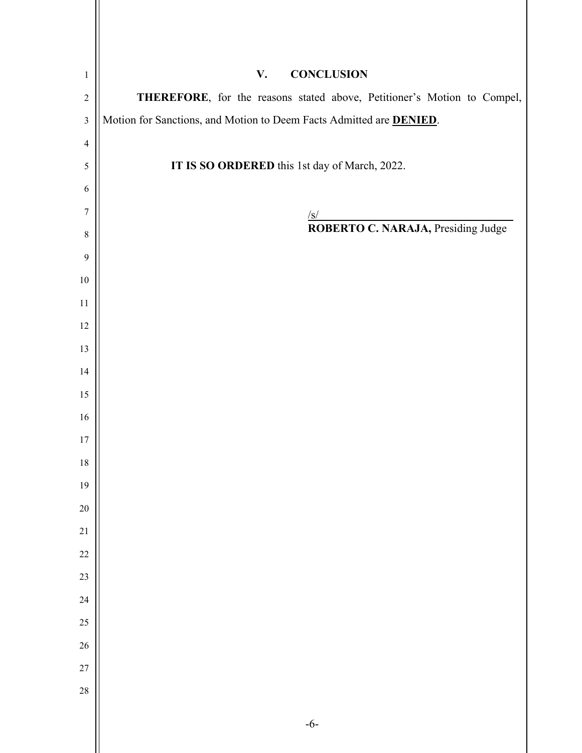## V. CONCLUSION

**THEREFORE**, for the reasons stated above, Petitioner's Motion to Compel, Motion for Sanctions, and Motion to Deem Facts Admitted are **DENIED**.

**IT IS SO ORDERED** this 1st day of March, 2022.

/s/
**ROBERTO C. NARAJA,** Presiding Judge